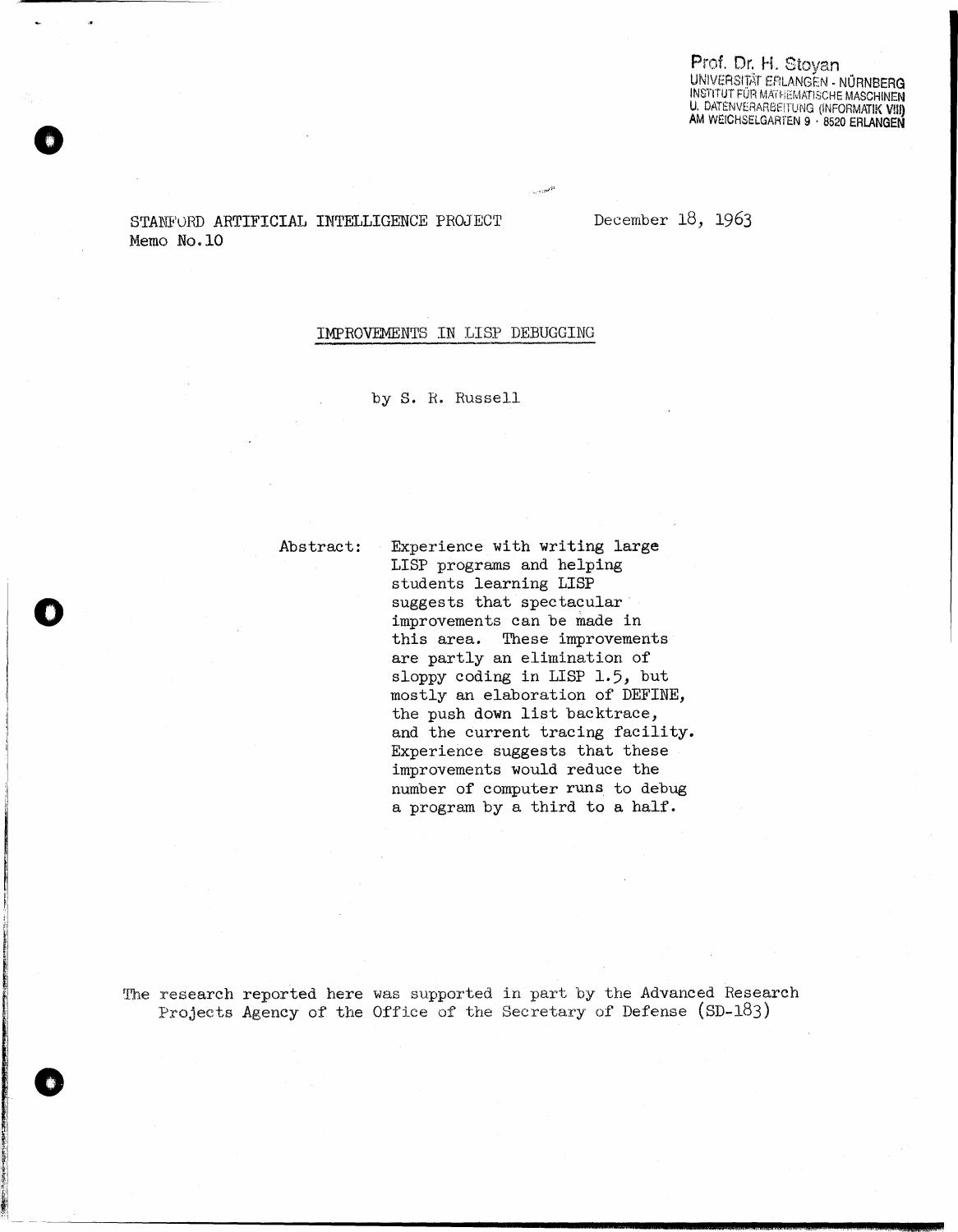Prof. Dr. H. Stoyan
UNIVERSITÄT ERLANGEN - NÜRNBERG
INSTITUT FÜR MATHEMATISCHE MASCHINEN
U. DATENVERARBEITUNG (INFORMATIK VIII)
AM WEICHSELGARTEN 9 · 8520 ERLANGEN

STANFORD ARTIFICIAL INTELLIGENCE PROJECT
Memo No. 10

December 18, 1963

# IMPROVEMENTS IN LISP DEBUGGING

by S. R. Russell

Abstract: Experience with writing large LISP programs and helping students learning LISP suggests that spectacular improvements can be made in this area. These improvements are partly an elimination of sloppy coding in LISP 1.5, but mostly an elaboration of DEFINE, the push down list backtrace, and the current tracing facility. Experience suggests that these improvements would reduce the number of computer runs to debug a program by a third to a half.

The research reported here was supported in part by the Advanced Research Projects Agency of the Office of the Secretary of Defense (SD-183)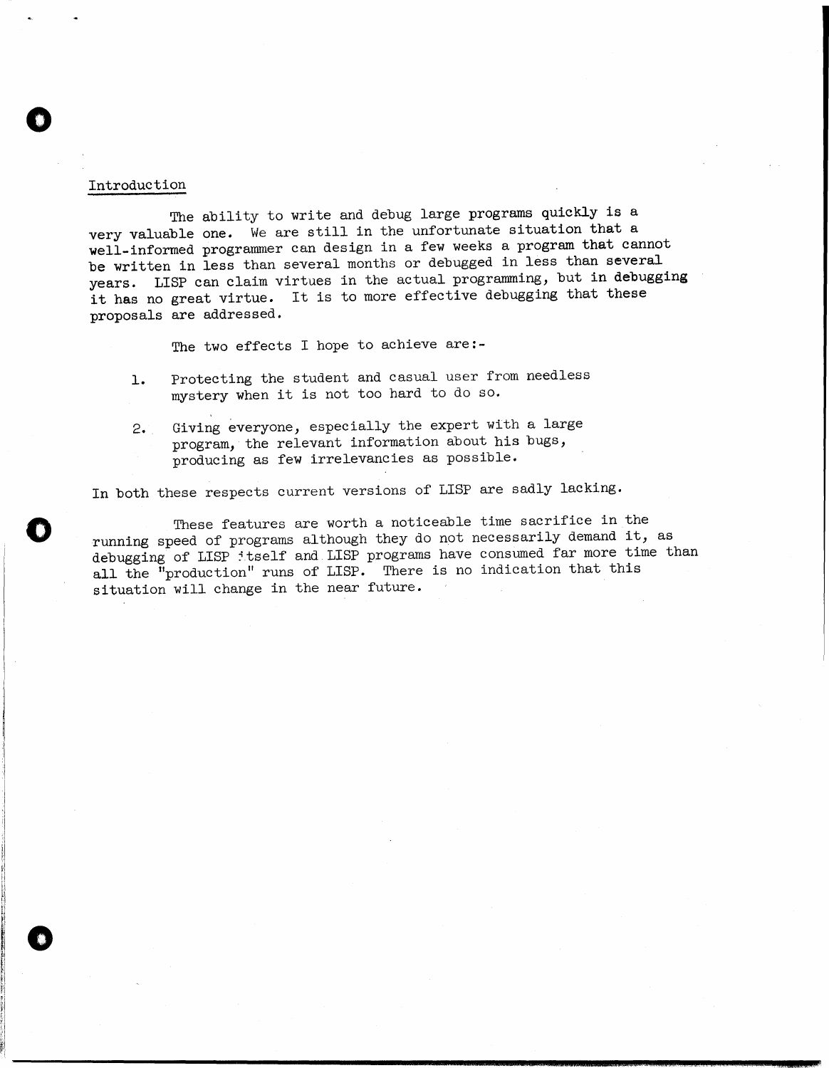## Introduction

The ability to write and debug large programs quickly is a very valuable one. We are still in the unfortunate situation that a well-informed programmer can design in a few weeks a program that cannot be written in less than several months or debugged in less than several years. LISP can claim virtues in the actual programming, but in debugging it has no great virtue. It is to more effective debugging that these proposals are addressed.

The two effects I hope to achieve are:-

1. Protecting the student and casual user from needless mystery when it is not too hard to do so.

2. Giving everyone, especially the expert with a large program, the relevant information about his bugs, producing as few irrelevancies as possible.

In both these respects current versions of LISP are sadly lacking.

These features are worth a noticeable time sacrifice in the running speed of programs although they do not necessarily demand it, as debugging of LISP itself and LISP programs have consumed far more time than all the "production" runs of LISP. There is no indication that this situation will change in the near future.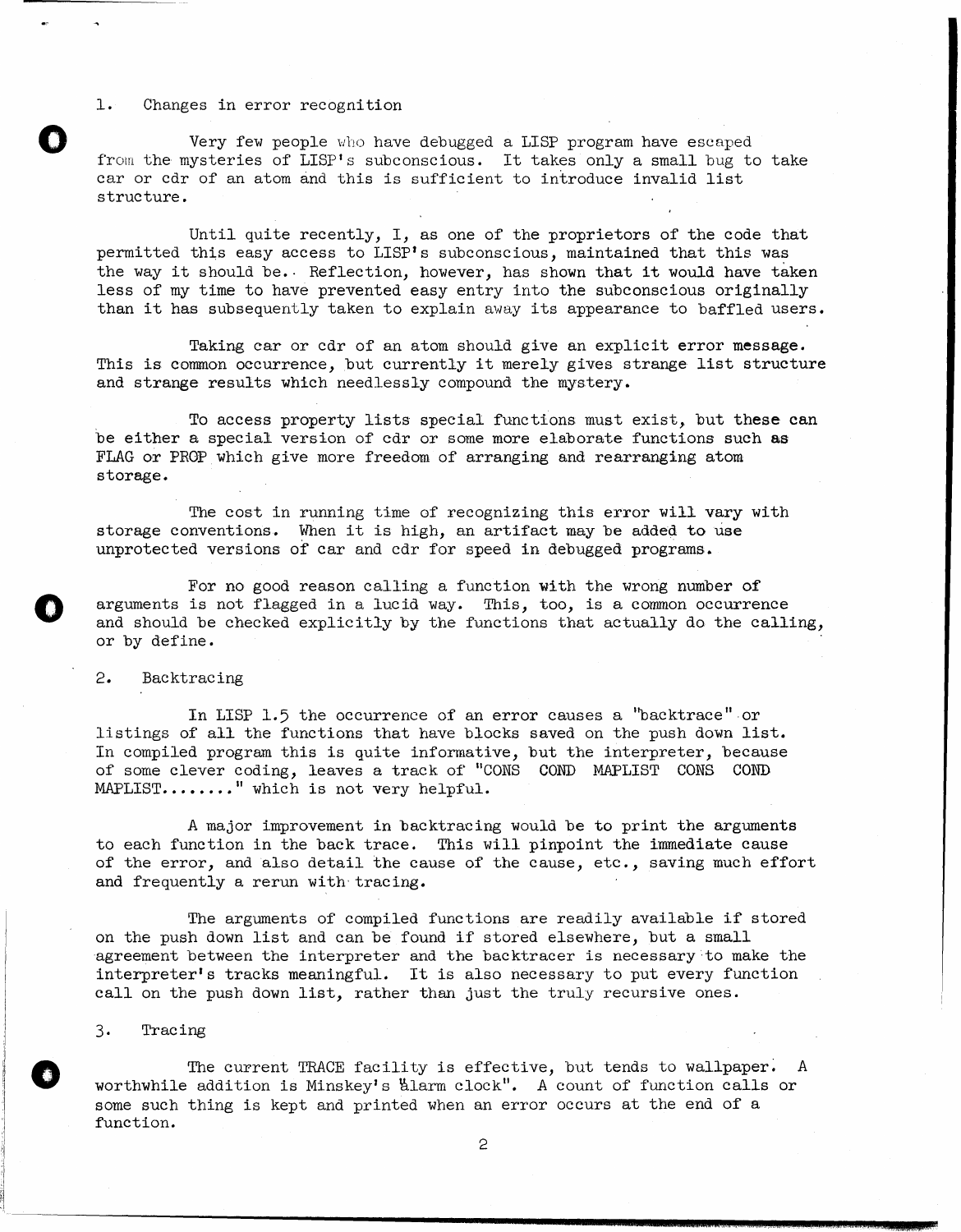1. Changes in error recognition

Very few people who have debugged a LISP program have escaped from the mysteries of LISP's subconscious. It takes only a small bug to take car or cdr of an atom and this is sufficient to introduce invalid list structure.

Until quite recently, I, as one of the proprietors of the code that permitted this easy access to LISP's subconscious, maintained that this was the way it should be. Reflection, however, has shown that it would have taken less of my time to have prevented easy entry into the subconscious originally than it has subsequently taken to explain away its appearance to baffled users.

Taking car or cdr of an atom should give an explicit error message. This is common occurrence, but currently it merely gives strange list structure and strange results which needlessly compound the mystery.

To access property lists special functions must exist, but these can be either a special version of cdr or some more elaborate functions such as FLAG or PROP which give more freedom of arranging and rearranging atom storage.

The cost in running time of recognizing this error will vary with storage conventions. When it is high, an artifact may be added to use unprotected versions of car and cdr for speed in debugged programs.

For no good reason calling a function with the wrong number of arguments is not flagged in a lucid way. This, too, is a common occurrence and should be checked explicitly by the functions that actually do the calling, or by define.

2. Backtracing

In LISP 1.5 the occurrence of an error causes a "backtrace" or listings of all the functions that have blocks saved on the push down list. In compiled program this is quite informative, but the interpreter, because of some clever coding, leaves a track of "CONS COND MAPLIST CONS COND MAPLIST........" which is not very helpful.

A major improvement in backtracing would be to print the arguments to each function in the back trace. This will pinpoint the immediate cause of the error, and also detail the cause of the cause, etc., saving much effort and frequently a rerun with tracing.

The arguments of compiled functions are readily available if stored on the push down list and can be found if stored elsewhere, but a small agreement between the interpreter and the backtracer is necessary to make the interpreter's tracks meaningful. It is also necessary to put every function call on the push down list, rather than just the truly recursive ones.

3. Tracing

The current TRACE facility is effective, but tends to wallpaper. A worthwhile addition is Minskey's "alarm clock". A count of function calls or some such thing is kept and printed when an error occurs at the end of a function.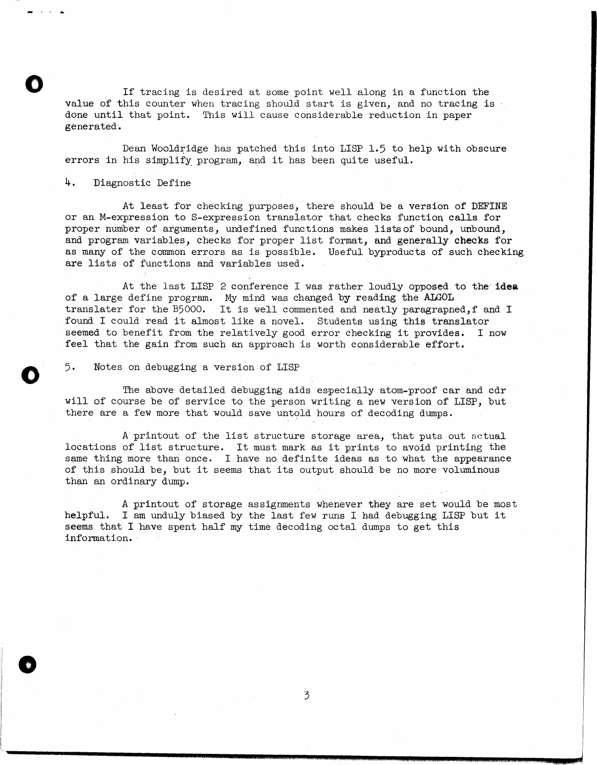If tracing is desired at some point well along in a function the value of this counter when tracing should start is given, and no tracing is done until that point. This will cause considerable reduction in paper generated.

Dean Wooldridge has patched this into LISP 1.5 to help with obscure errors in his simplify program, and it has been quite useful.

4. Diagnostic Define

At least for checking purposes, there should be a version of DEFINE or an M-expression to S-expression translator that checks function calls for proper number of arguments, undefined functions makes lists of bound, unbound, and program variables, checks for proper list format, and generally checks for as many of the common errors as is possible. Useful byproducts of such checking are lists of functions and variables used.

At the last LISP 2 conference I was rather loudly opposed to the idea of a large define program. My mind was changed by reading the ALGOL translater for the B5000. It is well commented and neatly paragraphed,f and I found I could read it almost like a novel. Students using this translator seemed to benefit from the relatively good error checking it provides. I now feel that the gain from such an approach is worth considerable effort.

5. Notes on debugging a version of LISP

The above detailed debugging aids especially atom-proof car and cdr will of course be of service to the person writing a new version of LISP, but there are a few more that would save untold hours of decoding dumps.

A printout of the list structure storage area, that puts out actual locations of list structure. It must mark as it prints to avoid printing the same thing more than once. I have no definite ideas as to what the appearance of this should be, but it seems that its output should be no more voluminous than an ordinary dump.

A printout of storage assignments whenever they are set would be most helpful. I am unduly biased by the last few runs I had debugging LISP but it seems that I have spent half my time decoding octal dumps to get this information.